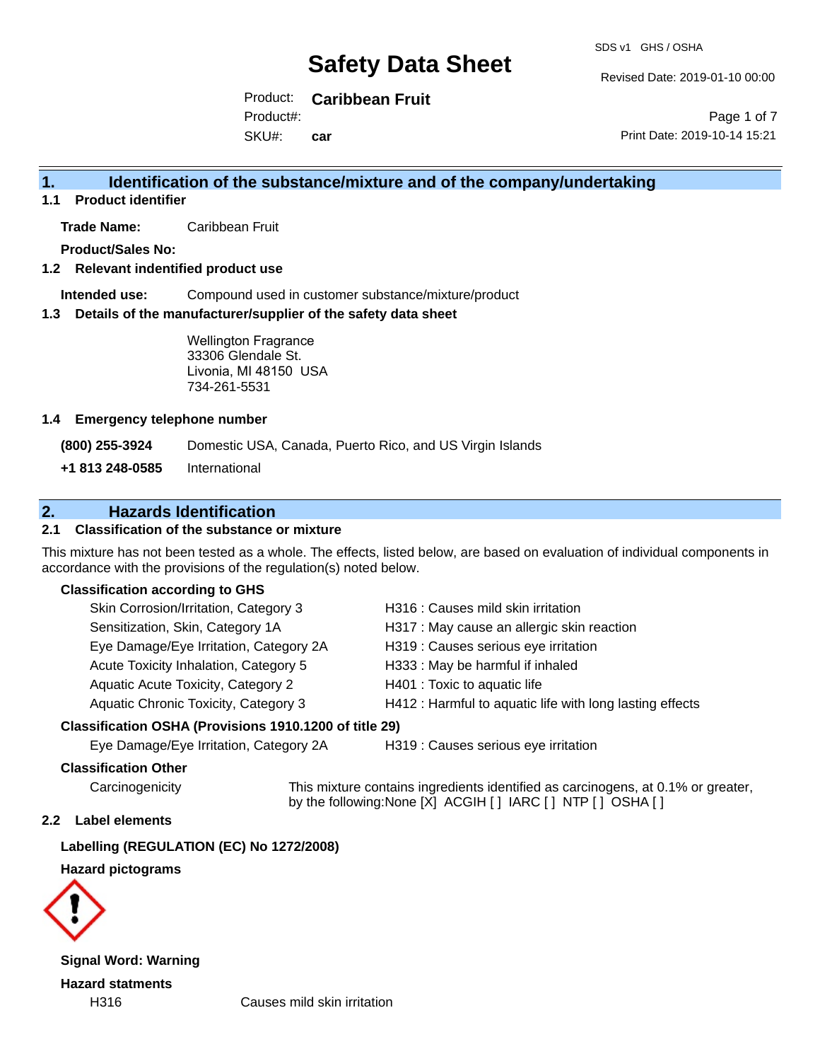# Safety Data Sheet

SDS v1 GHS / OSHA

Revised Date: 2019-01-10 00:00

Product: **Caribbean Fruit**
Product#:
SKU#: **car**

Print Date: 2019-10-14 15:21

## 1. Identification of the substance/mixture and of the company/undertaking

### 1.1 Product identifier

**Trade Name:** Caribbean Fruit

**Product/Sales No:**

### 1.2 Relevant indentified product use

**Intended use:** Compound used in customer substance/mixture/product

### 1.3 Details of the manufacturer/supplier of the safety data sheet

Wellington Fragrance
33306 Glendale St.
Livonia, MI 48150 USA
734-261-5531

### 1.4 Emergency telephone number

| | |
|---|---|
| **(800) 255-3924** | Domestic USA, Canada, Puerto Rico, and US Virgin Islands |
| **+1 813 248-0585** | International |

## 2. Hazards Identification

### 2.1 Classification of the substance or mixture

This mixture has not been tested as a whole. The effects, listed below, are based on evaluation of individual components in accordance with the provisions of the regulation(s) noted below.

**Classification according to GHS**

| | |
|---|---|
| Skin Corrosion/Irritation, Category 3 | H316 : Causes mild skin irritation |
| Sensitization, Skin, Category 1A | H317 : May cause an allergic skin reaction |
| Eye Damage/Eye Irritation, Category 2A | H319 : Causes serious eye irritation |
| Acute Toxicity Inhalation, Category 5 | H333 : May be harmful if inhaled |
| Aquatic Acute Toxicity, Category 2 | H401 : Toxic to aquatic life |
| Aquatic Chronic Toxicity, Category 3 | H412 : Harmful to aquatic life with long lasting effects |

**Classification OSHA (Provisions 1910.1200 of title 29)**

| | |
|---|---|
| Eye Damage/Eye Irritation, Category 2A | H319 : Causes serious eye irritation |

**Classification Other**

Carcinogenicity — This mixture contains ingredients identified as carcinogens, at 0.1% or greater, by the following:None [X] ACGIH [ ] IARC [ ] NTP [ ] OSHA [ ]

### 2.2 Label elements

**Labelling (REGULATION (EC) No 1272/2008)**

**Hazard pictograms**

**Signal Word: Warning**

**Hazard statments**

| | |
|---|---|
| H316 | Causes mild skin irritation |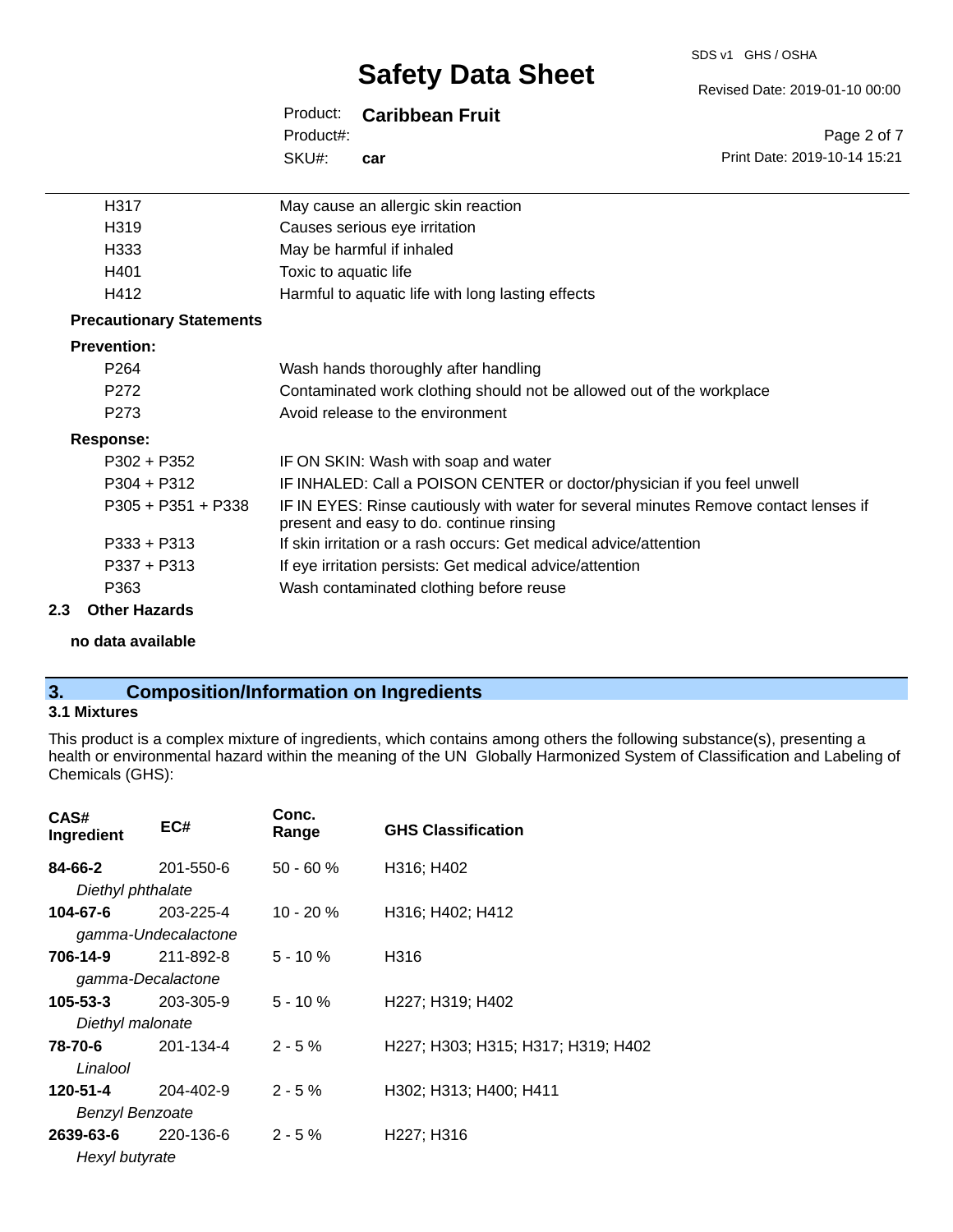| | |
|---|---|
| H317 | May cause an allergic skin reaction |
| H319 | Causes serious eye irritation |
| H333 | May be harmful if inhaled |
| H401 | Toxic to aquatic life |
| H412 | Harmful to aquatic life with long lasting effects |

**Precautionary Statements**

**Prevention:**

| | |
|---|---|
| P264 | Wash hands thoroughly after handling |
| P272 | Contaminated work clothing should not be allowed out of the workplace |
| P273 | Avoid release to the environment |

**Response:**

| | |
|---|---|
| P302 + P352 | IF ON SKIN: Wash with soap and water |
| P304 + P312 | IF INHALED: Call a POISON CENTER or doctor/physician if you feel unwell |
| P305 + P351 + P338 | IF IN EYES: Rinse cautiously with water for several minutes Remove contact lenses if present and easy to do. continue rinsing |
| P333 + P313 | If skin irritation or a rash occurs: Get medical advice/attention |
| P337 + P313 | If eye irritation persists: Get medical advice/attention |
| P363 | Wash contaminated clothing before reuse |

### 2.3 Other Hazards

**no data available**

## 3. Composition/Information on Ingredients

### 3.1 Mixtures

This product is a complex mixture of ingredients, which contains among others the following substance(s), presenting a health or environmental hazard within the meaning of the UN Globally Harmonized System of Classification and Labeling of Chemicals (GHS):

| CAS# Ingredient | EC# | Conc. Range | GHS Classification |
|---|---|---|---|
| **84-66-2** *Diethyl phthalate* | 201-550-6 | 50 - 60 % | H316; H402 |
| **104-67-6** *gamma-Undecalactone* | 203-225-4 | 10 - 20 % | H316; H402; H412 |
| **706-14-9** *gamma-Decalactone* | 211-892-8 | 5 - 10 % | H316 |
| **105-53-3** *Diethyl malonate* | 203-305-9 | 5 - 10 % | H227; H319; H402 |
| **78-70-6** *Linalool* | 201-134-4 | 2 - 5 % | H227; H303; H315; H317; H319; H402 |
| **120-51-4** *Benzyl Benzoate* | 204-402-9 | 2 - 5 % | H302; H313; H400; H411 |
| **2639-63-6** *Hexyl butyrate* | 220-136-6 | 2 - 5 % | H227; H316 |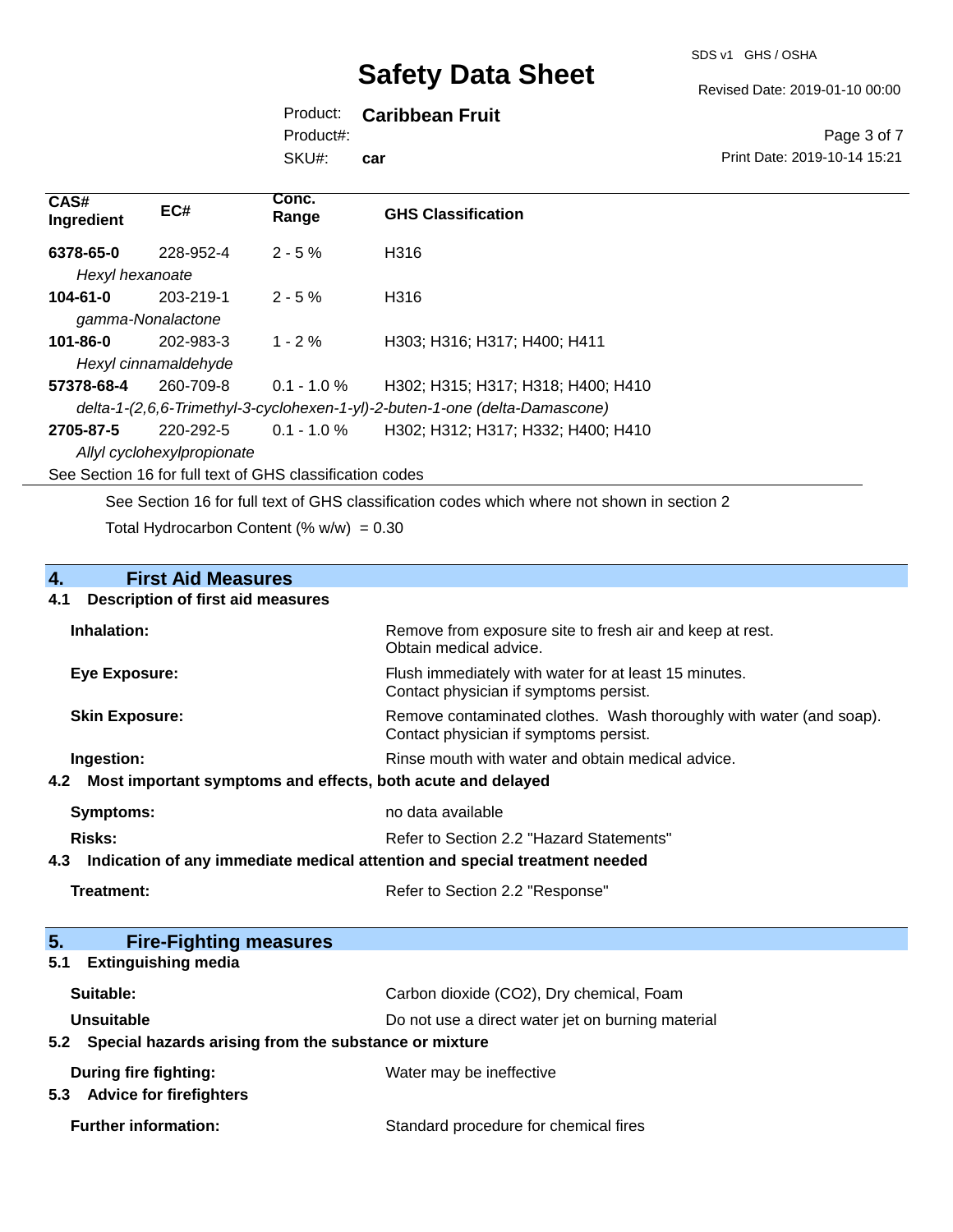| CAS# Ingredient | EC# | Conc. Range | GHS Classification |
|---|---|---|---|
| **6378-65-0** | 228-952-4 | 2 - 5 % | H316 |
| *Hexyl hexanoate* | | | |
| **104-61-0** | 203-219-1 | 2 - 5 % | H316 |
| *gamma-Nonalactone* | | | |
| **101-86-0** | 202-983-3 | 1 - 2 % | H303; H316; H317; H400; H411 |
| *Hexyl cinnamaldehyde* | | | |
| **57378-68-4** | 260-709-8 | 0.1 - 1.0 % | H302; H315; H317; H318; H400; H410 |
| *delta-1-(2,6,6-Trimethyl-3-cyclohexen-1-yl)-2-buten-1-one (delta-Damascone)* | | | |
| **2705-87-5** | 220-292-5 | 0.1 - 1.0 % | H302; H312; H317; H332; H400; H410 |
| *Allyl cyclohexylpropionate* | | | |

See Section 16 for full text of GHS classification codes

See Section 16 for full text of GHS classification codes which where not shown in section 2

Total Hydrocarbon Content (% w/w) = 0.30

## 4. First Aid Measures

### 4.1 Description of first aid measures

**Inhalation:** Remove from exposure site to fresh air and keep at rest. Obtain medical advice.

**Eye Exposure:** Flush immediately with water for at least 15 minutes. Contact physician if symptoms persist.

**Skin Exposure:** Remove contaminated clothes. Wash thoroughly with water (and soap). Contact physician if symptoms persist.

**Ingestion:** Rinse mouth with water and obtain medical advice.

### 4.2 Most important symptoms and effects, both acute and delayed

**Symptoms:** no data available

**Risks:** Refer to Section 2.2 "Hazard Statements"

### 4.3 Indication of any immediate medical attention and special treatment needed

**Treatment:** Refer to Section 2.2 "Response"

## 5. Fire-Fighting measures

### 5.1 Extinguishing media

**Suitable:** Carbon dioxide ($CO_2$), Dry chemical, Foam

**Unsuitable** Do not use a direct water jet on burning material

### 5.2 Special hazards arising from the substance or mixture

**During fire fighting:** Water may be ineffective

### 5.3 Advice for firefighters

**Further information:** Standard procedure for chemical fires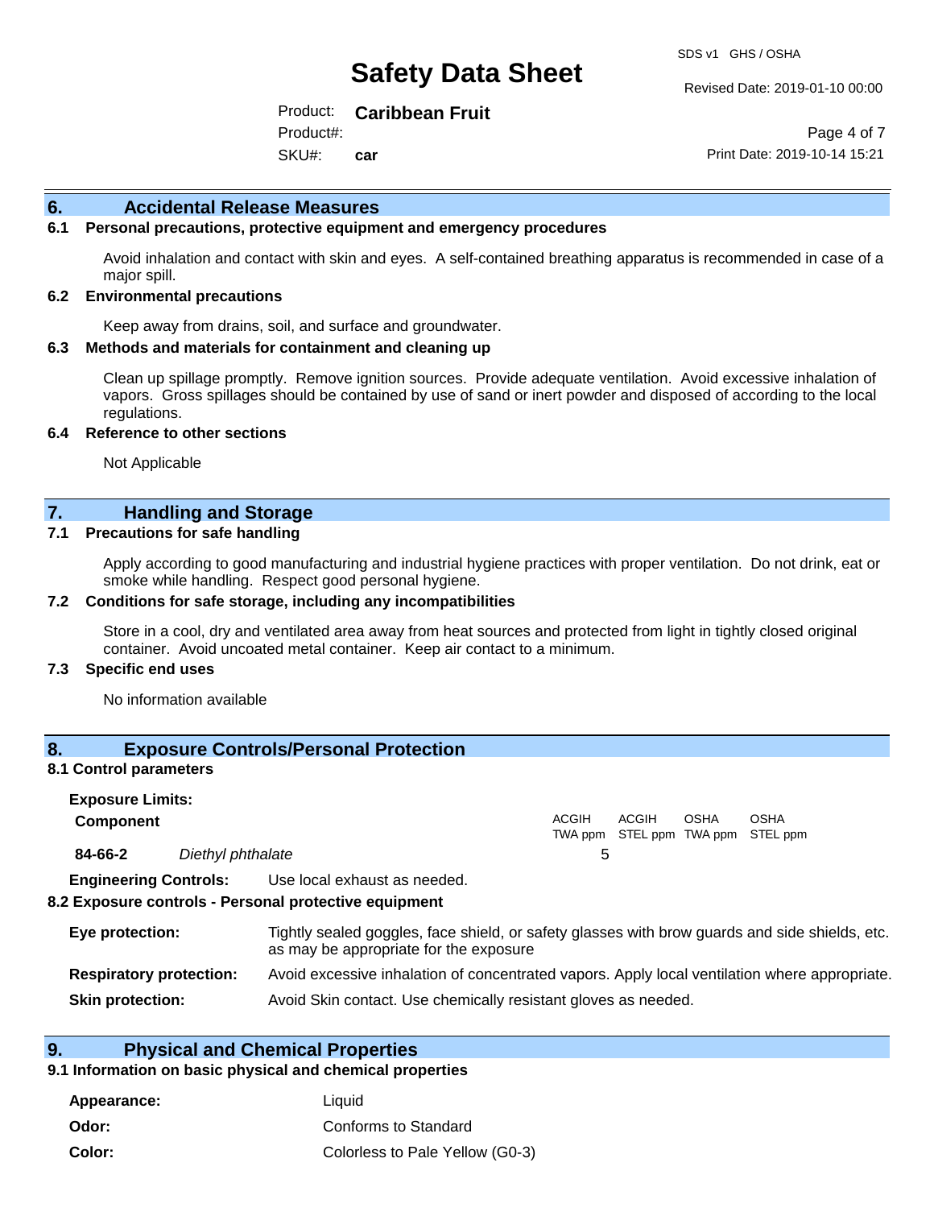## 6. Accidental Release Measures

### 6.1 Personal precautions, protective equipment and emergency procedures

Avoid inhalation and contact with skin and eyes. A self-contained breathing apparatus is recommended in case of a major spill.

### 6.2 Environmental precautions

Keep away from drains, soil, and surface and groundwater.

### 6.3 Methods and materials for containment and cleaning up

Clean up spillage promptly. Remove ignition sources. Provide adequate ventilation. Avoid excessive inhalation of vapors. Gross spillages should be contained by use of sand or inert powder and disposed of according to the local regulations.

### 6.4 Reference to other sections

Not Applicable

## 7. Handling and Storage

### 7.1 Precautions for safe handling

Apply according to good manufacturing and industrial hygiene practices with proper ventilation. Do not drink, eat or smoke while handling. Respect good personal hygiene.

### 7.2 Conditions for safe storage, including any incompatibilities

Store in a cool, dry and ventilated area away from heat sources and protected from light in tightly closed original container. Avoid uncoated metal container. Keep air contact to a minimum.

### 7.3 Specific end uses

No information available

## 8. Exposure Controls/Personal Protection

### 8.1 Control parameters

**Exposure Limits:**

| Component | | ACGIH TWA ppm | ACGIH STEL ppm | OSHA TWA ppm | OSHA STEL ppm |
|---|---|---|---|---|---|
| **84-66-2** | *Diethyl phthalate* | 5 | | | |

**Engineering Controls:** Use local exhaust as needed.

### 8.2 Exposure controls - Personal protective equipment

**Eye protection:** Tightly sealed goggles, face shield, or safety glasses with brow guards and side shields, etc. as may be appropriate for the exposure

**Respiratory protection:** Avoid excessive inhalation of concentrated vapors. Apply local ventilation where appropriate.

**Skin protection:** Avoid Skin contact. Use chemically resistant gloves as needed.

## 9. Physical and Chemical Properties

### 9.1 Information on basic physical and chemical properties

**Appearance:** Liquid

**Odor:** Conforms to Standard

**Color:** Colorless to Pale Yellow (G0-3)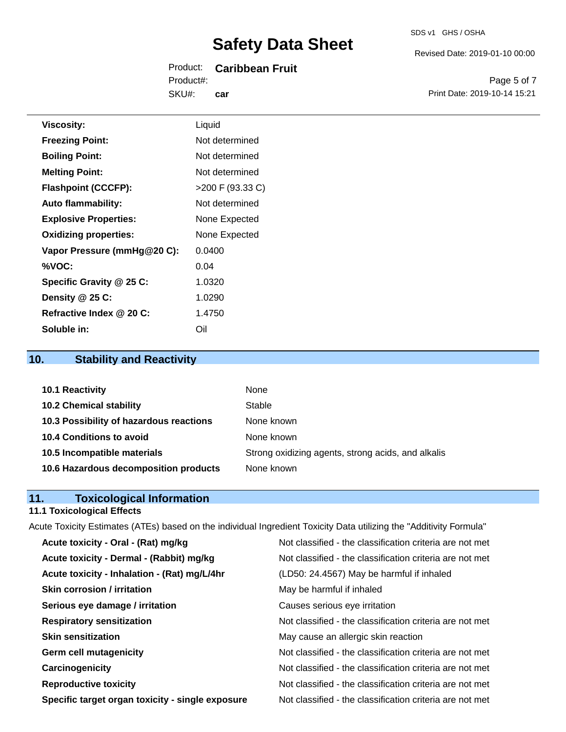| | |
|---|---|
| **Viscosity:** | Liquid |
| **Freezing Point:** | Not determined |
| **Boiling Point:** | Not determined |
| **Melting Point:** | Not determined |
| **Flashpoint (CCCFP):** | >200 F (93.33 C) |
| **Auto flammability:** | Not determined |
| **Explosive Properties:** | None Expected |
| **Oxidizing properties:** | None Expected |
| **Vapor Pressure (mmHg@20 C):** | 0.0400 |
| **%VOC:** | 0.04 |
| **Specific Gravity @ 25 C:** | 1.0320 |
| **Density @ 25 C:** | 1.0290 |
| **Refractive Index @ 20 C:** | 1.4750 |
| **Soluble in:** | Oil |

## 10. Stability and Reactivity

| | |
|---|---|
| **10.1 Reactivity** | None |
| **10.2 Chemical stability** | Stable |
| **10.3 Possibility of hazardous reactions** | None known |
| **10.4 Conditions to avoid** | None known |
| **10.5 Incompatible materials** | Strong oxidizing agents, strong acids, and alkalis |
| **10.6 Hazardous decomposition products** | None known |

## 11. Toxicological Information

### 11.1 Toxicological Effects

Acute Toxicity Estimates (ATEs) based on the individual Ingredient Toxicity Data utilizing the "Additivity Formula"

| | |
|---|---|
| **Acute toxicity - Oral - (Rat) mg/kg** | Not classified - the classification criteria are not met |
| **Acute toxicity - Dermal - (Rabbit) mg/kg** | Not classified - the classification criteria are not met |
| **Acute toxicity - Inhalation - (Rat) mg/L/4hr** | (LD50: 24.4567) May be harmful if inhaled |
| **Skin corrosion / irritation** | May be harmful if inhaled |
| **Serious eye damage / irritation** | Causes serious eye irritation |
| **Respiratory sensitization** | Not classified - the classification criteria are not met |
| **Skin sensitization** | May cause an allergic skin reaction |
| **Germ cell mutagenicity** | Not classified - the classification criteria are not met |
| **Carcinogenicity** | Not classified - the classification criteria are not met |
| **Reproductive toxicity** | Not classified - the classification criteria are not met |
| **Specific target organ toxicity - single exposure** | Not classified - the classification criteria are not met |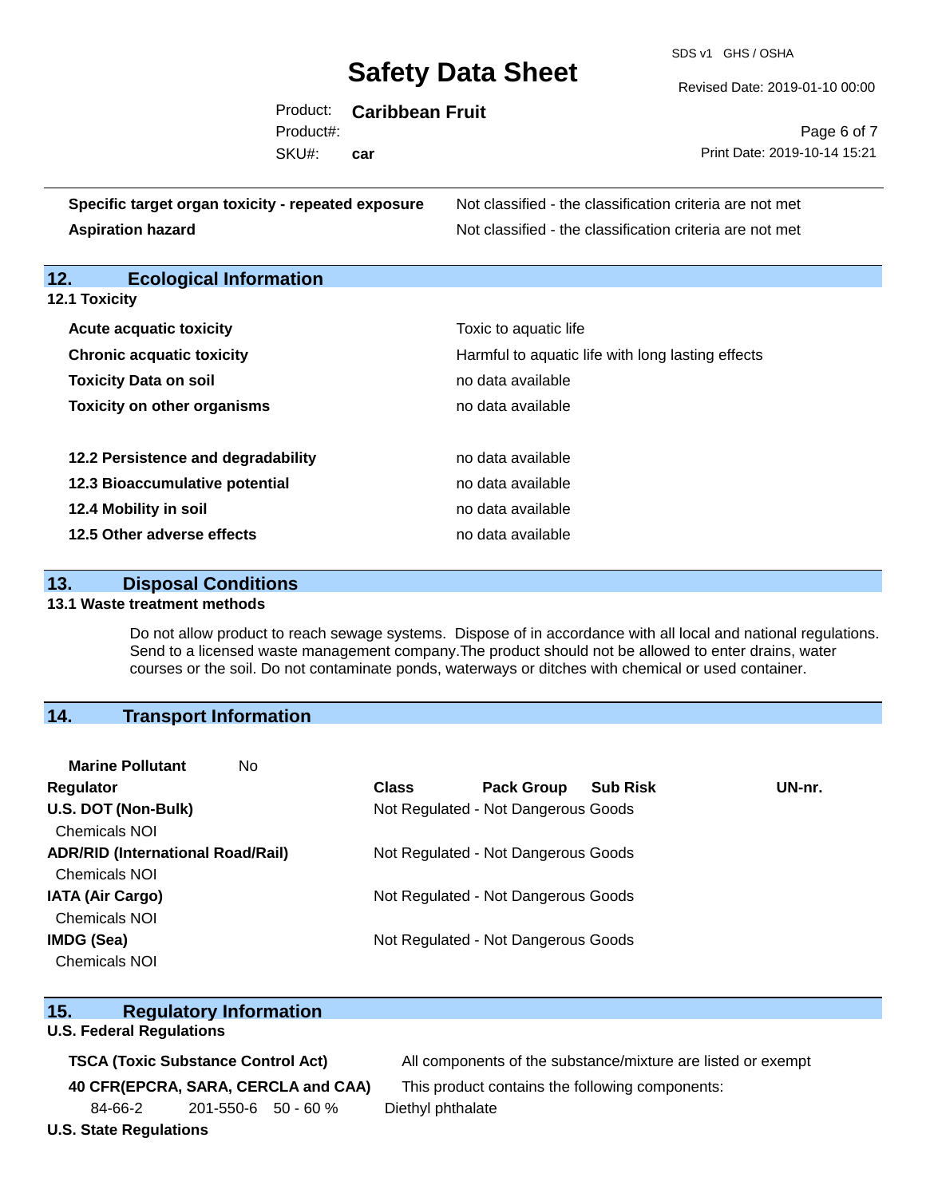| | |
|---|---|
| **Specific target organ toxicity - repeated exposure** | Not classified - the classification criteria are not met |
| **Aspiration hazard** | Not classified - the classification criteria are not met |

## 12. Ecological Information

### 12.1 Toxicity

| | |
|---|---|
| **Acute acquatic toxicity** | Toxic to aquatic life |
| **Chronic acquatic toxicity** | Harmful to aquatic life with long lasting effects |
| **Toxicity Data on soil** | no data available |
| **Toxicity on other organisms** | no data available |

| | |
|---|---|
| **12.2 Persistence and degradability** | no data available |
| **12.3 Bioaccumulative potential** | no data available |
| **12.4 Mobility in soil** | no data available |
| **12.5 Other adverse effects** | no data available |

## 13. Disposal Conditions

### 13.1 Waste treatment methods

Do not allow product to reach sewage systems. Dispose of in accordance with all local and national regulations. Send to a licensed waste management company.The product should not be allowed to enter drains, water courses or the soil. Do not contaminate ponds, waterways or ditches with chemical or used container.

## 14. Transport Information

**Marine Pollutant** No

| Regulator | Class | Pack Group | Sub Risk | UN-nr. |
|---|---|---|---|---|
| **U.S. DOT (Non-Bulk)** | Not Regulated - Not Dangerous Goods | | | |
| Chemicals NOI | | | | |
| **ADR/RID (International Road/Rail)** | Not Regulated - Not Dangerous Goods | | | |
| Chemicals NOI | | | | |
| **IATA (Air Cargo)** | Not Regulated - Not Dangerous Goods | | | |
| Chemicals NOI | | | | |
| **IMDG (Sea)** | Not Regulated - Not Dangerous Goods | | | |
| Chemicals NOI | | | | |

## 15. Regulatory Information

**U.S. Federal Regulations**

| | |
|---|---|
| **TSCA (Toxic Substance Control Act)** | All components of the substance/mixture are listed or exempt |
| **40 CFR(EPCRA, SARA, CERCLA and CAA)** | This product contains the following components: |

| | | | |
|---|---|---|---|
| 84-66-2 | 201-550-6 | 50 - 60 % | Diethyl phthalate |

**U.S. State Regulations**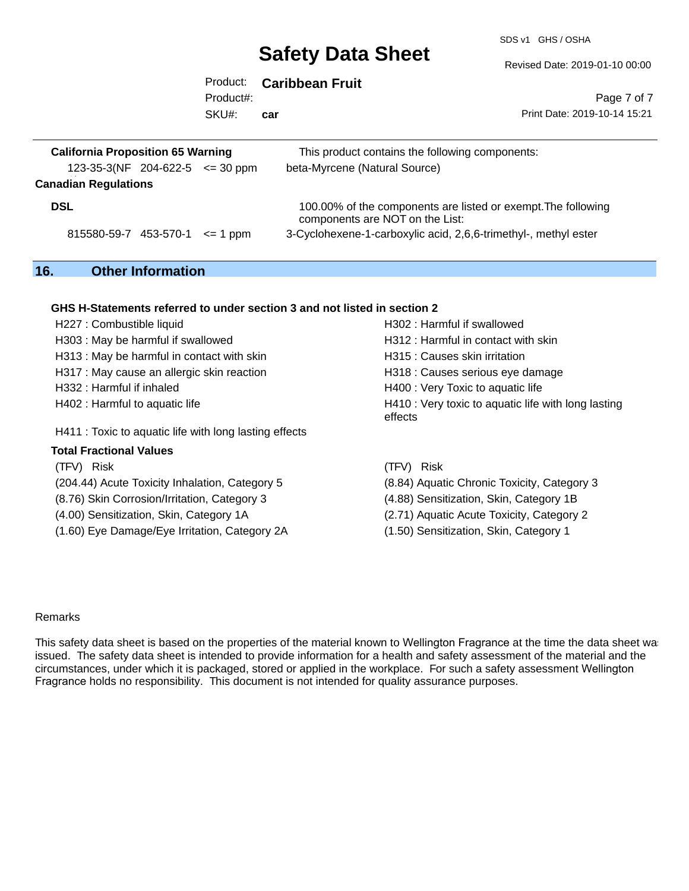**California Proposition 65 Warning** This product contains the following components:

| | | | |
|---|---|---|---|
| 123-35-3(NF | 204-622-5 | <= 30 ppm | beta-Myrcene (Natural Source) |

**Canadian Regulations**

**DSL** 100.00% of the components are listed or exempt.The following components are NOT on the List:

| | | | |
|---|---|---|---|
| 815580-59-7 | 453-570-1 | <= 1 ppm | 3-Cyclohexene-1-carboxylic acid, 2,6,6-trimethyl-, methyl ester |

## 16. Other Information

**GHS H-Statements referred to under section 3 and not listed in section 2**

H227 : Combustible liquid
H302 : Harmful if swallowed
H303 : May be harmful if swallowed
H312 : Harmful in contact with skin
H313 : May be harmful in contact with skin
H315 : Causes skin irritation
H317 : May cause an allergic skin reaction
H318 : Causes serious eye damage
H332 : Harmful if inhaled
H400 : Very Toxic to aquatic life
H402 : Harmful to aquatic life
H410 : Very toxic to aquatic life with long lasting effects
H411 : Toxic to aquatic life with long lasting effects

**Total Fractional Values**

| (TFV) Risk | (TFV) Risk |
|---|---|
| (204.44) Acute Toxicity Inhalation, Category 5 | (8.84) Aquatic Chronic Toxicity, Category 3 |
| (8.76) Skin Corrosion/Irritation, Category 3 | (4.88) Sensitization, Skin, Category 1B |
| (4.00) Sensitization, Skin, Category 1A | (2.71) Aquatic Acute Toxicity, Category 2 |
| (1.60) Eye Damage/Eye Irritation, Category 2A | (1.50) Sensitization, Skin, Category 1 |

Remarks

This safety data sheet is based on the properties of the material known to Wellington Fragrance at the time the data sheet was issued. The safety data sheet is intended to provide information for a health and safety assessment of the material and the circumstances, under which it is packaged, stored or applied in the workplace. For such a safety assessment Wellington Fragrance holds no responsibility. This document is not intended for quality assurance purposes.